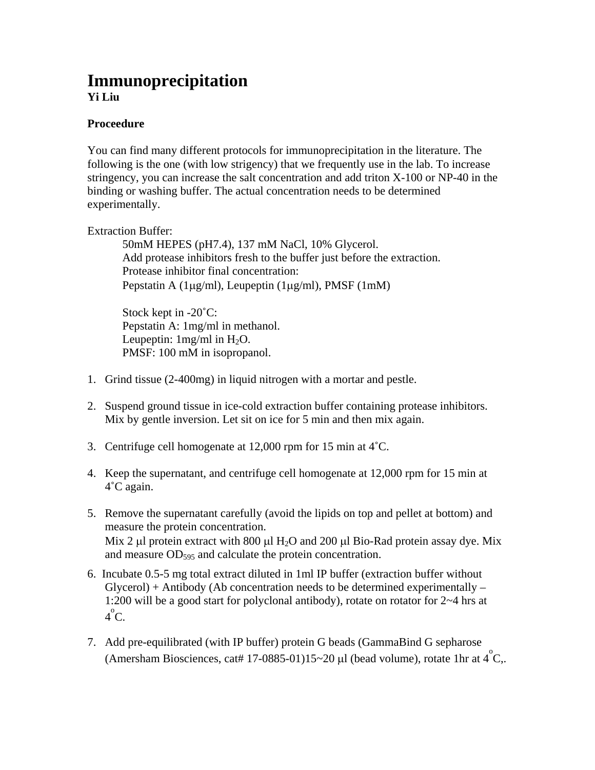# Immunoprecipitation

**Yi Liu**

**Proceedure**

You can find many different protocols for immunoprecipitation in the literature. The following is the one (with low strigency) that we frequently use in the lab. To increase stringency, you can increase the salt concentration and add triton X-100 or NP-40 in the binding or washing buffer. The actual concentration needs to be determined experimentally.

Extraction Buffer:

> 50mM HEPES (pH7.4), 137 mM NaCl, 10% Glycerol.
> Add protease inhibitors fresh to the buffer just before the extraction.
> Protease inhibitor final concentration:
> Pepstatin A (1μg/ml), Leupeptin (1μg/ml), PMSF (1mM)
>
> Stock kept in -20˚C:
> Pepstatin A: 1mg/ml in methanol.
> Leupeptin: 1mg/ml in $H_2O$.
> PMSF: 100 mM in isopropanol.

1. Grind tissue (2-400mg) in liquid nitrogen with a mortar and pestle.

2. Suspend ground tissue in ice-cold extraction buffer containing protease inhibitors. Mix by gentle inversion. Let sit on ice for 5 min and then mix again.

3. Centrifuge cell homogenate at 12,000 rpm for 15 min at 4˚C.

4. Keep the supernatant, and centrifuge cell homogenate at 12,000 rpm for 15 min at 4˚C again.

5. Remove the supernatant carefully (avoid the lipids on top and pellet at bottom) and measure the protein concentration.
   Mix 2 μl protein extract with 800 μl $H_2O$ and 200 μl Bio-Rad protein assay dye. Mix and measure $OD_{595}$ and calculate the protein concentration.

6. Incubate 0.5-5 mg total extract diluted in 1ml IP buffer (extraction buffer without Glycerol) + Antibody (Ab concentration needs to be determined experimentally – 1:200 will be a good start for polyclonal antibody), rotate on rotator for 2~4 hrs at $4^{o}$C.

7. Add pre-equilibrated (with IP buffer) protein G beads (GammaBind G sepharose (Amersham Biosciences, cat# 17-0885-01)15~20 μl (bead volume), rotate 1hr at $4^{o}$C,.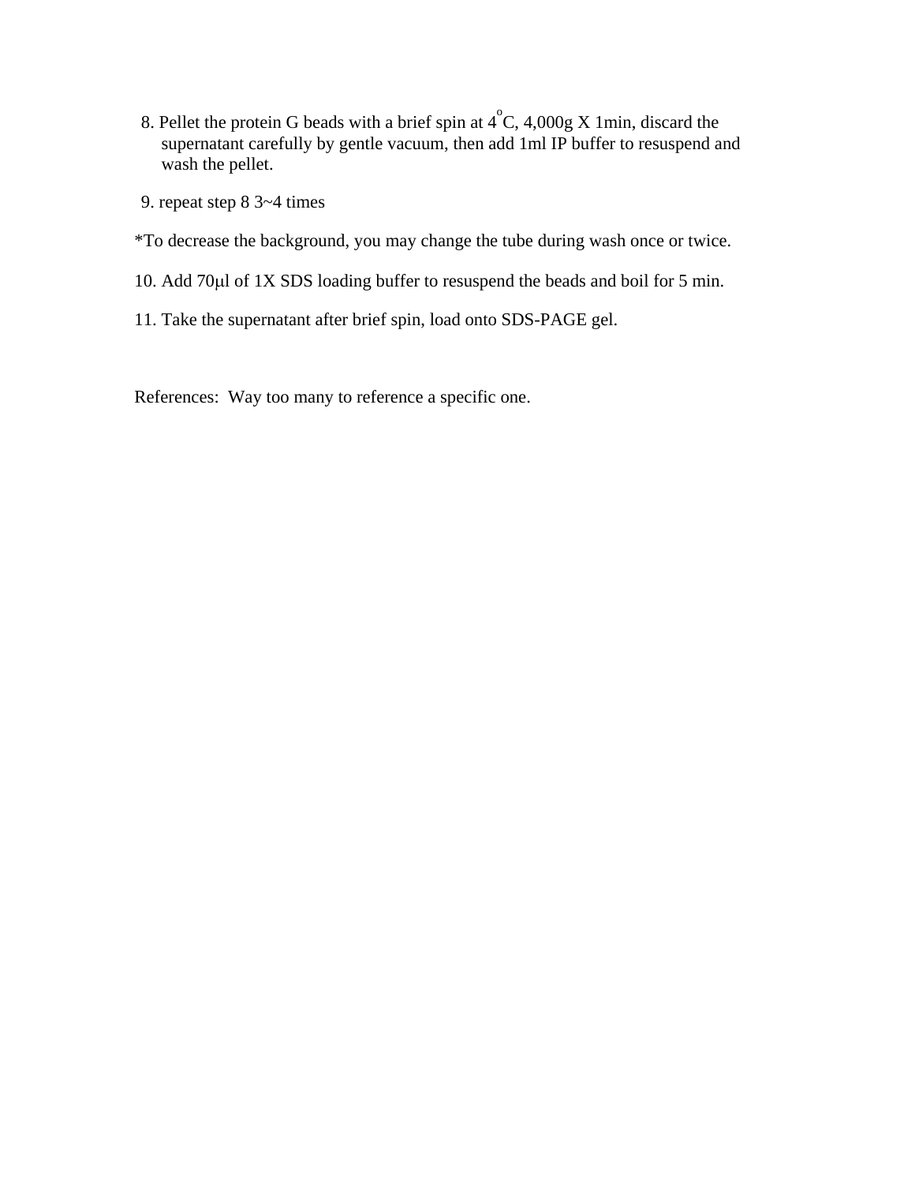8. Pellet the protein G beads with a brief spin at $4^{o}$C, 4,000g X 1min, discard the supernatant carefully by gentle vacuum, then add 1ml IP buffer to resuspend and wash the pellet.

9. repeat step 8 3~4 times

*To decrease the background, you may change the tube during wash once or twice.

10. Add 70μl of 1X SDS loading buffer to resuspend the beads and boil for 5 min.

11. Take the supernatant after brief spin, load onto SDS-PAGE gel.

References: Way too many to reference a specific one.